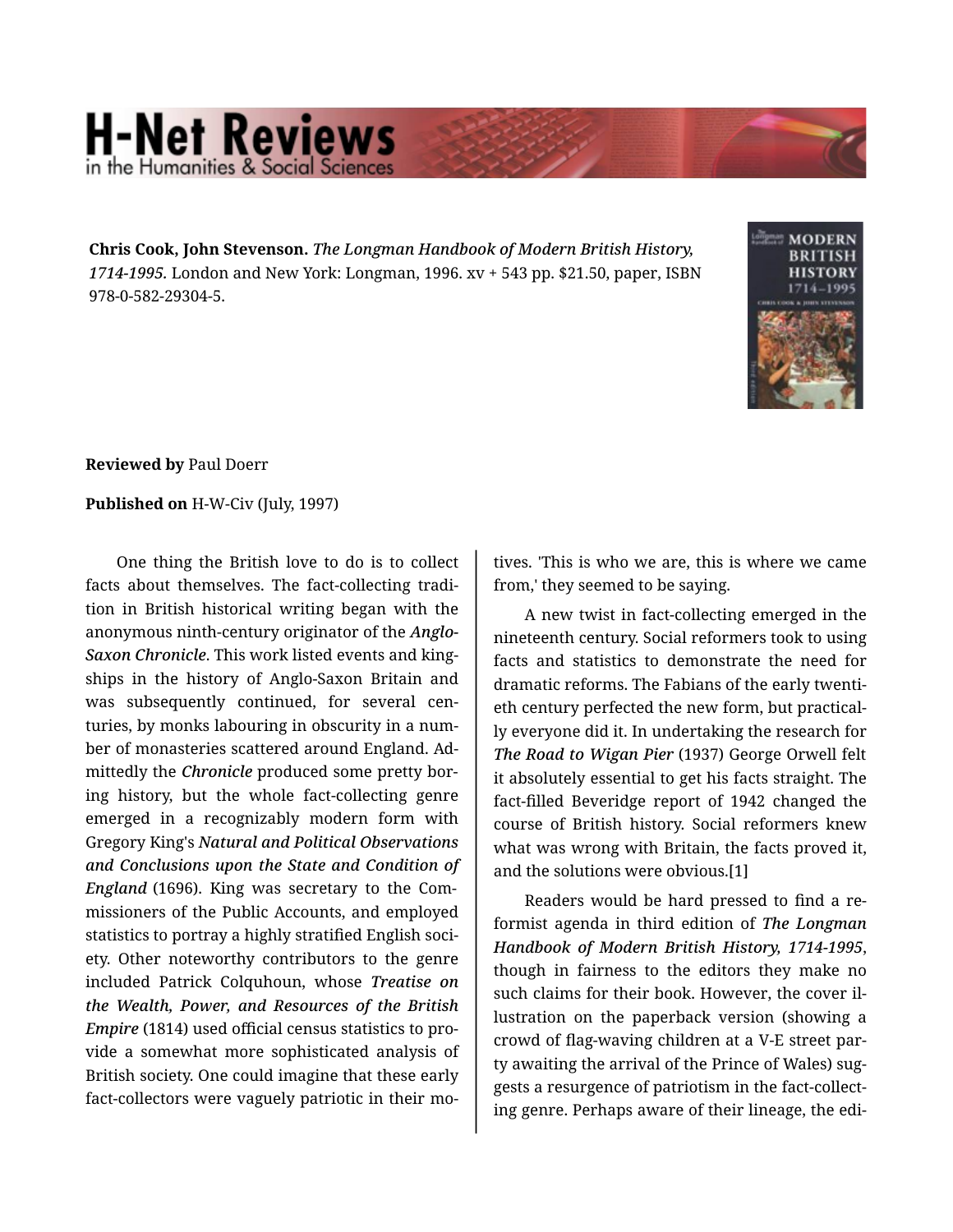**Chris Cook, John Stevenson.** *The Longman Handbook of Modern British History, 1714-1995.* London and New York: Longman, 1996. xv + 543 pp. $21.50, paper, ISBN 978-0-582-29304-5.

**Reviewed by** Paul Doerr

**Published on** H-W-Civ (July, 1997)

One thing the British love to do is to collect facts about themselves. The fact-collecting tradition in British historical writing began with the anonymous ninth-century originator of the *Anglo-Saxon Chronicle*. This work listed events and kingships in the history of Anglo-Saxon Britain and was subsequently continued, for several centuries, by monks labouring in obscurity in a number of monasteries scattered around England. Admittedly the *Chronicle* produced some pretty boring history, but the whole fact-collecting genre emerged in a recognizably modern form with Gregory King's ***Natural and Political Observations and Conclusions upon the State and Condition of England*** (1696). King was secretary to the Commissioners of the Public Accounts, and employed statistics to portray a highly stratified English society. Other noteworthy contributors to the genre included Patrick Colquhoun, whose ***Treatise on the Wealth, Power, and Resources of the British Empire*** (1814) used official census statistics to provide a somewhat more sophisticated analysis of British society. One could imagine that these early fact-collectors were vaguely patriotic in their motives. 'This is who we are, this is where we came from,' they seemed to be saying.

A new twist in fact-collecting emerged in the nineteenth century. Social reformers took to using facts and statistics to demonstrate the need for dramatic reforms. The Fabians of the early twentieth century perfected the new form, but practically everyone did it. In undertaking the research for ***The Road to Wigan Pier*** (1937) George Orwell felt it absolutely essential to get his facts straight. The fact-filled Beveridge report of 1942 changed the course of British history. Social reformers knew what was wrong with Britain, the facts proved it, and the solutions were obvious.[1]

Readers would be hard pressed to find a reformist agenda in third edition of *The Longman Handbook of Modern British History, 1714-1995*, though in fairness to the editors they make no such claims for their book. However, the cover illustration on the paperback version (showing a crowd of flag-waving children at a V-E street party awaiting the arrival of the Prince of Wales) suggests a resurgence of patriotism in the fact-collecting genre. Perhaps aware of their lineage, the edi-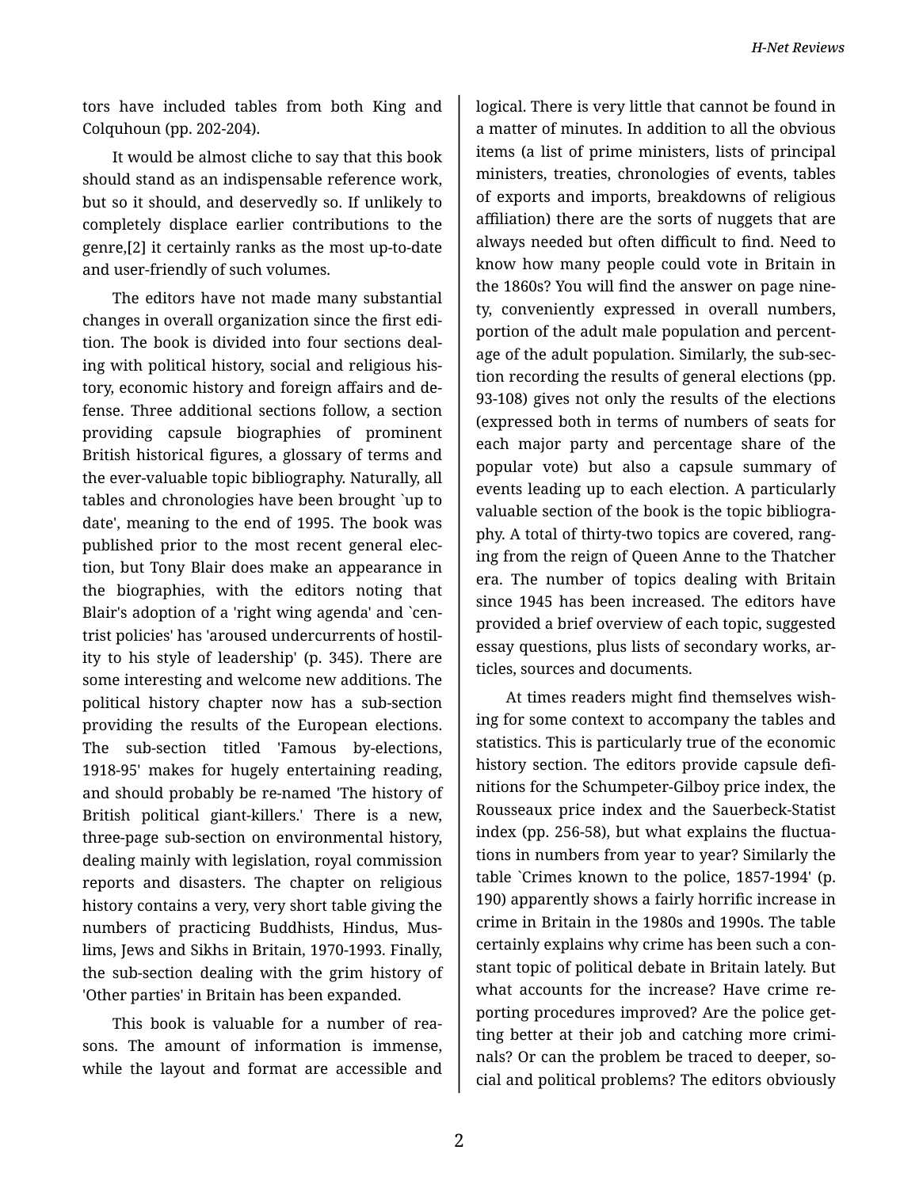tors have included tables from both King and Colquhoun (pp. 202-204).

It would be almost cliche to say that this book should stand as an indispensable reference work, but so it should, and deservedly so. If unlikely to completely displace earlier contributions to the genre,[2] it certainly ranks as the most up-to-date and user-friendly of such volumes.

The editors have not made many substantial changes in overall organization since the first edition. The book is divided into four sections dealing with political history, social and religious history, economic history and foreign affairs and defense. Three additional sections follow, a section providing capsule biographies of prominent British historical figures, a glossary of terms and the ever-valuable topic bibliography. Naturally, all tables and chronologies have been brought `up to date', meaning to the end of 1995. The book was published prior to the most recent general election, but Tony Blair does make an appearance in the biographies, with the editors noting that Blair's adoption of a 'right wing agenda' and `centrist policies' has 'aroused undercurrents of hostility to his style of leadership' (p. 345). There are some interesting and welcome new additions. The political history chapter now has a sub-section providing the results of the European elections. The sub-section titled 'Famous by-elections, 1918-95' makes for hugely entertaining reading, and should probably be re-named 'The history of British political giant-killers.' There is a new, three-page sub-section on environmental history, dealing mainly with legislation, royal commission reports and disasters. The chapter on religious history contains a very, very short table giving the numbers of practicing Buddhists, Hindus, Muslims, Jews and Sikhs in Britain, 1970-1993. Finally, the sub-section dealing with the grim history of 'Other parties' in Britain has been expanded.

This book is valuable for a number of reasons. The amount of information is immense, while the layout and format are accessible and logical. There is very little that cannot be found in a matter of minutes. In addition to all the obvious items (a list of prime ministers, lists of principal ministers, treaties, chronologies of events, tables of exports and imports, breakdowns of religious affiliation) there are the sorts of nuggets that are always needed but often difficult to find. Need to know how many people could vote in Britain in the 1860s? You will find the answer on page ninety, conveniently expressed in overall numbers, portion of the adult male population and percentage of the adult population. Similarly, the sub-section recording the results of general elections (pp. 93-108) gives not only the results of the elections (expressed both in terms of numbers of seats for each major party and percentage share of the popular vote) but also a capsule summary of events leading up to each election. A particularly valuable section of the book is the topic bibliography. A total of thirty-two topics are covered, ranging from the reign of Queen Anne to the Thatcher era. The number of topics dealing with Britain since 1945 has been increased. The editors have provided a brief overview of each topic, suggested essay questions, plus lists of secondary works, articles, sources and documents.

At times readers might find themselves wishing for some context to accompany the tables and statistics. This is particularly true of the economic history section. The editors provide capsule definitions for the Schumpeter-Gilboy price index, the Rousseaux price index and the Sauerbeck-Statist index (pp. 256-58), but what explains the fluctuations in numbers from year to year? Similarly the table `Crimes known to the police, 1857-1994' (p. 190) apparently shows a fairly horrific increase in crime in Britain in the 1980s and 1990s. The table certainly explains why crime has been such a constant topic of political debate in Britain lately. But what accounts for the increase? Have crime reporting procedures improved? Are the police getting better at their job and catching more criminals? Or can the problem be traced to deeper, social and political problems? The editors obviously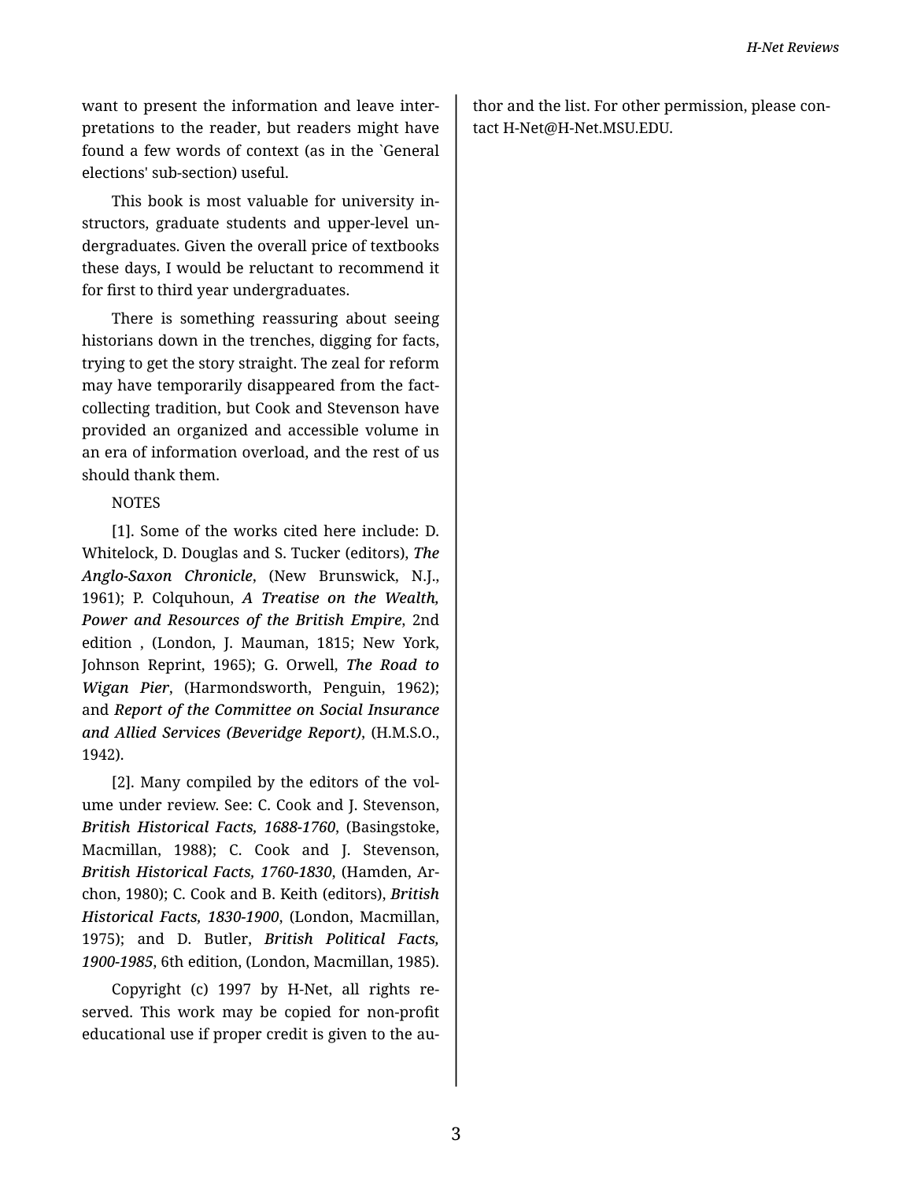want to present the information and leave interpretations to the reader, but readers might have found a few words of context (as in the `General elections' sub-section) useful.

This book is most valuable for university instructors, graduate students and upper-level undergraduates. Given the overall price of textbooks these days, I would be reluctant to recommend it for first to third year undergraduates.

There is something reassuring about seeing historians down in the trenches, digging for facts, trying to get the story straight. The zeal for reform may have temporarily disappeared from the fact-collecting tradition, but Cook and Stevenson have provided an organized and accessible volume in an era of information overload, and the rest of us should thank them.

NOTES

[1]. Some of the works cited here include: D. Whitelock, D. Douglas and S. Tucker (editors), ***The Anglo-Saxon Chronicle***, (New Brunswick, N.J., 1961); P. Colquhoun, ***A Treatise on the Wealth, Power and Resources of the British Empire***, 2nd edition , (London, J. Mauman, 1815; New York, Johnson Reprint, 1965); G. Orwell, ***The Road to Wigan Pier***, (Harmondsworth, Penguin, 1962); and ***Report of the Committee on Social Insurance and Allied Services (Beveridge Report)***, (H.M.S.O., 1942).

[2]. Many compiled by the editors of the volume under review. See: C. Cook and J. Stevenson, ***British Historical Facts, 1688-1760***, (Basingstoke, Macmillan, 1988); C. Cook and J. Stevenson, ***British Historical Facts, 1760-1830***, (Hamden, Archon, 1980); C. Cook and B. Keith (editors), ***British Historical Facts, 1830-1900***, (London, Macmillan, 1975); and D. Butler, ***British Political Facts, 1900-1985***, 6th edition, (London, Macmillan, 1985).

Copyright (c) 1997 by H-Net, all rights reserved. This work may be copied for non-profit educational use if proper credit is given to the author and the list. For other permission, please contact H-Net@H-Net.MSU.EDU.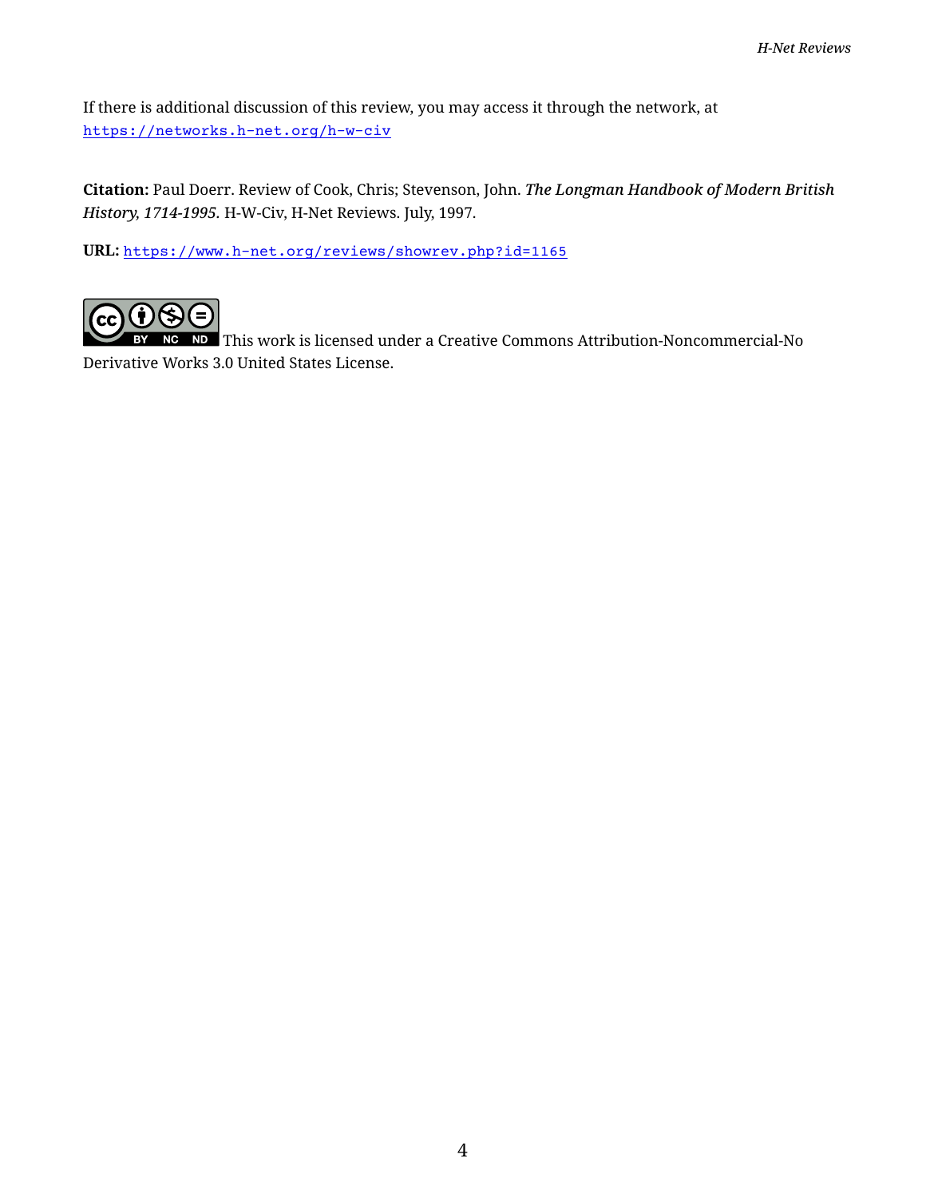If there is additional discussion of this review, you may access it through the network, at https://networks.h-net.org/h-w-civ

**Citation:** Paul Doerr. Review of Cook, Chris; Stevenson, John. ***The Longman Handbook of Modern British History, 1714-1995***. H-W-Civ, H-Net Reviews. July, 1997.

**URL:** https://www.h-net.org/reviews/showrev.php?id=1165

This work is licensed under a Creative Commons Attribution-Noncommercial-No Derivative Works 3.0 United States License.